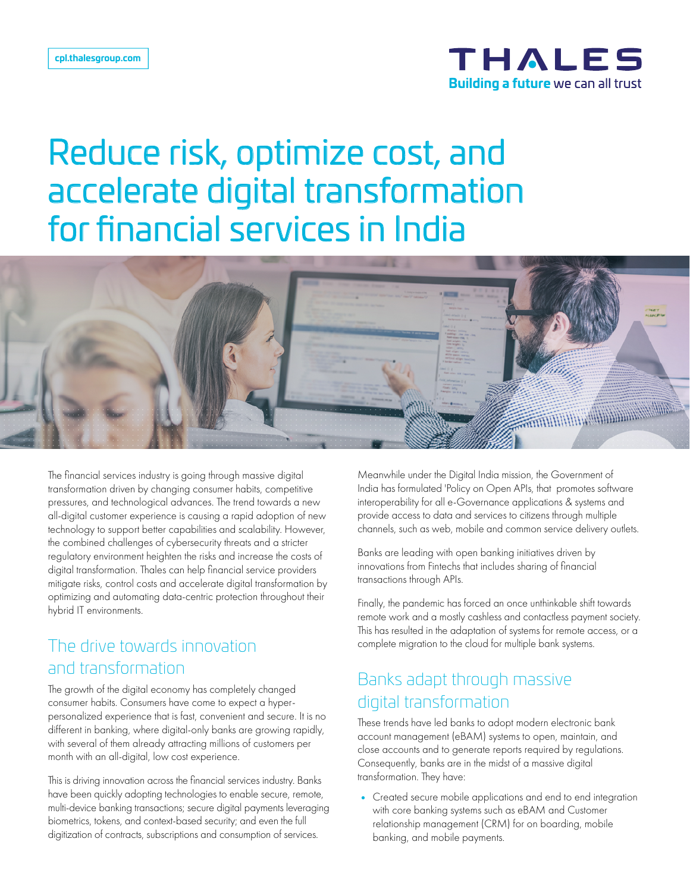cpl.thalesgroup.com

THALES
Building a future we can all trust

# Reduce risk, optimize cost, and accelerate digital transformation for financial services in India

The financial services industry is going through massive digital transformation driven by changing consumer habits, competitive pressures, and technological advances. The trend towards a new all-digital customer experience is causing a rapid adoption of new technology to support better capabilities and scalability. However, the combined challenges of cybersecurity threats and a stricter regulatory environment heighten the risks and increase the costs of digital transformation. Thales can help financial service providers mitigate risks, control costs and accelerate digital transformation by optimizing and automating data-centric protection throughout their hybrid IT environments.

## The drive towards innovation and transformation

The growth of the digital economy has completely changed consumer habits. Consumers have come to expect a hyper-personalized experience that is fast, convenient and secure. It is no different in banking, where digital-only banks are growing rapidly, with several of them already attracting millions of customers per month with an all-digital, low cost experience.

This is driving innovation across the financial services industry. Banks have been quickly adopting technologies to enable secure, remote, multi-device banking transactions; secure digital payments leveraging biometrics, tokens, and context-based security; and even the full digitization of contracts, subscriptions and consumption of services.

Meanwhile under the Digital India mission, the Government of India has formulated 'Policy on Open APIs, that promotes software interoperability for all e-Governance applications & systems and provide access to data and services to citizens through multiple channels, such as web, mobile and common service delivery outlets.

Banks are leading with open banking initiatives driven by innovations from Fintechs that includes sharing of financial transactions through APIs.

Finally, the pandemic has forced an once unthinkable shift towards remote work and a mostly cashless and contactless payment society. This has resulted in the adaptation of systems for remote access, or a complete migration to the cloud for multiple bank systems.

## Banks adapt through massive digital transformation

These trends have led banks to adopt modern electronic bank account management (eBAM) systems to open, maintain, and close accounts and to generate reports required by regulations. Consequently, banks are in the midst of a massive digital transformation. They have:

- Created secure mobile applications and end to end integration with core banking systems such as eBAM and Customer relationship management (CRM) for on boarding, mobile banking, and mobile payments.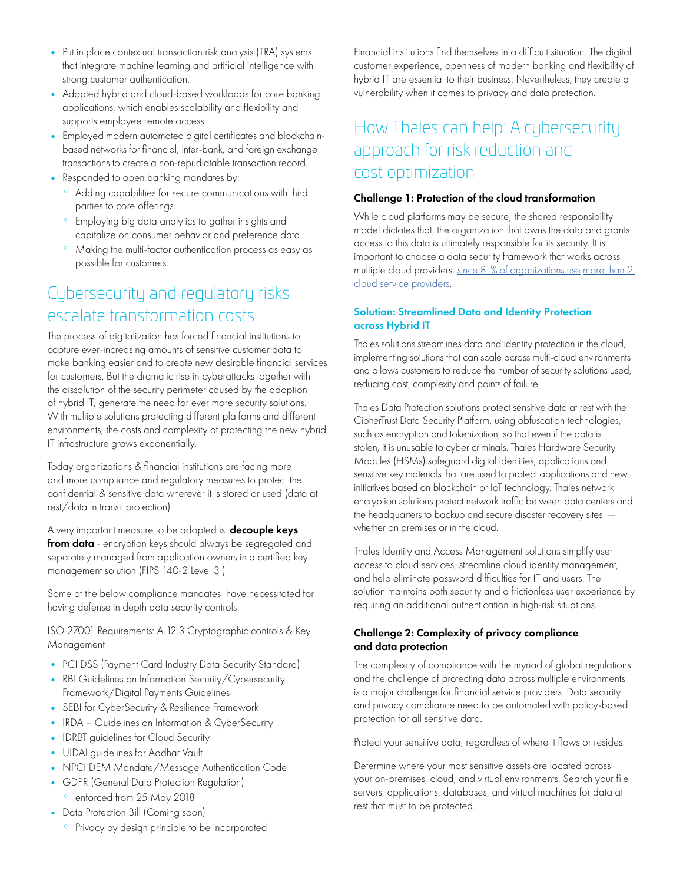- Put in place contextual transaction risk analysis (TRA) systems that integrate machine learning and artificial intelligence with strong customer authentication.
- Adopted hybrid and cloud-based workloads for core banking applications, which enables scalability and flexibility and supports employee remote access.
- Employed modern automated digital certificates and blockchain-based networks for financial, inter-bank, and foreign exchange transactions to create a non-repudiatable transaction record.
- Responded to open banking mandates by:
  - Adding capabilities for secure communications with third parties to core offerings.
  - Employing big data analytics to gather insights and capitalize on consumer behavior and preference data.
  - Making the multi-factor authentication process as easy as possible for customers.

## Cybersecurity and regulatory risks escalate transformation costs

The process of digitalization has forced financial institutions to capture ever-increasing amounts of sensitive customer data to make banking easier and to create new desirable financial services for customers. But the dramatic rise in cyberattacks together with the dissolution of the security perimeter caused by the adoption of hybrid IT, generate the need for ever more security solutions. With multiple solutions protecting different platforms and different environments, the costs and complexity of protecting the new hybrid IT infrastructure grows exponentially.

Today organizations & financial institutions are facing more and more compliance and regulatory measures to protect the confidential & sensitive data wherever it is stored or used (data at rest/data in transit protection)

A very important measure to be adopted is: **decouple keys from data** - encryption keys should always be segregated and separately managed from application owners in a certified key management solution (FIPS 140-2 Level 3 )

Some of the below compliance mandates have necessitated for having defense in depth data security controls

ISO 27001 Requirements: A.12.3 Cryptographic controls & Key Management

- PCI DSS (Payment Card Industry Data Security Standard)
- RBI Guidelines on Information Security/Cybersecurity Framework/Digital Payments Guidelines
- SEBI for CyberSecurity & Resilience Framework
- IRDA – Guidelines on Information & CyberSecurity
- IDRBT guidelines for Cloud Security
- UIDAI guidelines for Aadhar Vault
- NPCI DEM Mandate/Message Authentication Code
- GDPR (General Data Protection Regulation)
  - enforced from 25 May 2018
- Data Protection Bill (Coming soon)
  - Privacy by design principle to be incorporated

Financial institutions find themselves in a difficult situation. The digital customer experience, openness of modern banking and flexibility of hybrid IT are essential to their business. Nevertheless, they create a vulnerability when it comes to privacy and data protection.

## How Thales can help: A cybersecurity approach for risk reduction and cost optimization

### Challenge 1: Protection of the cloud transformation

While cloud platforms may be secure, the shared responsibility model dictates that, the organization that owns the data and grants access to this data is ultimately responsible for its security. It is important to choose a data security framework that works across multiple cloud providers, since 81% of organizations use more than 2 cloud service providers.

### Solution: Streamlined Data and Identity Protection across Hybrid IT

Thales solutions streamlines data and identity protection in the cloud, implementing solutions that can scale across multi-cloud environments and allows customers to reduce the number of security solutions used, reducing cost, complexity and points of failure.

Thales Data Protection solutions protect sensitive data at rest with the CipherTrust Data Security Platform, using obfuscation technologies, such as encryption and tokenization, so that even if the data is stolen, it is unusable to cyber criminals. Thales Hardware Security Modules (HSMs) safeguard digital identities, applications and sensitive key materials that are used to protect applications and new initiatives based on blockchain or IoT technology. Thales network encryption solutions protect network traffic between data centers and the headquarters to backup and secure disaster recovery sites — whether on premises or in the cloud.

Thales Identity and Access Management solutions simplify user access to cloud services, streamline cloud identity management, and help eliminate password difficulties for IT and users. The solution maintains both security and a frictionless user experience by requiring an additional authentication in high-risk situations.

### Challenge 2: Complexity of privacy compliance and data protection

The complexity of compliance with the myriad of global regulations and the challenge of protecting data across multiple environments is a major challenge for financial service providers. Data security and privacy compliance need to be automated with policy-based protection for all sensitive data.

Protect your sensitive data, regardless of where it flows or resides.

Determine where your most sensitive assets are located across your on-premises, cloud, and virtual environments. Search your file servers, applications, databases, and virtual machines for data at rest that must to be protected.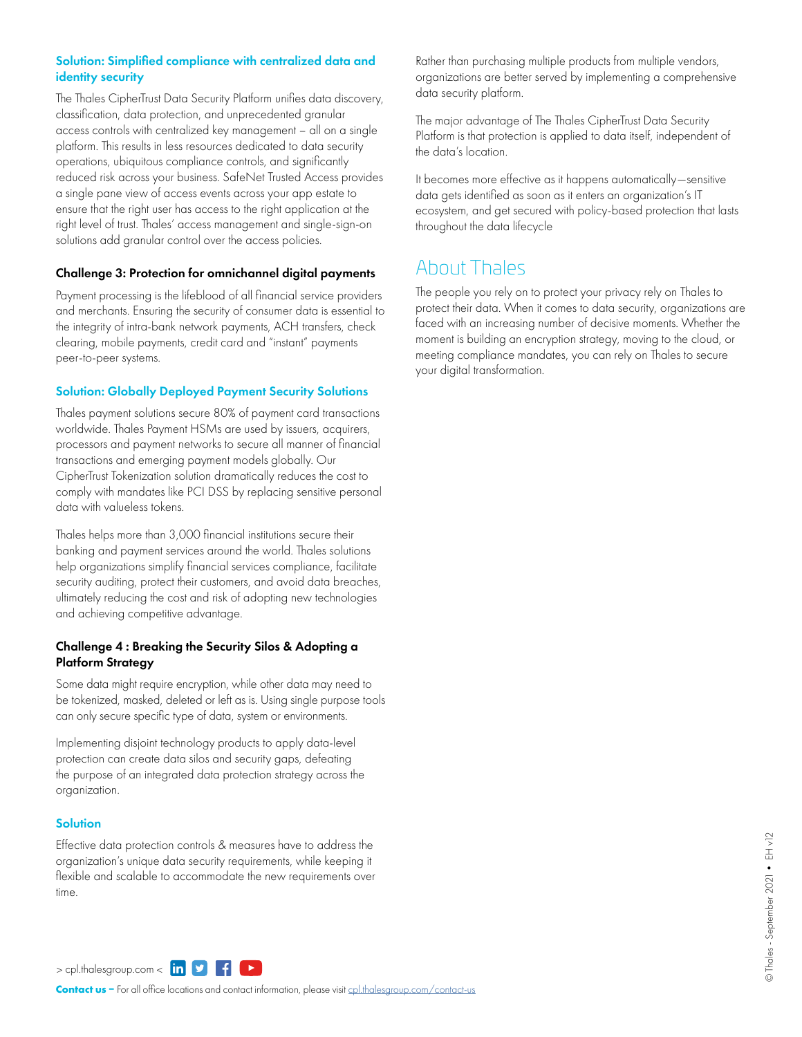### Solution: Simplified compliance with centralized data and identity security

The Thales CipherTrust Data Security Platform unifies data discovery, classification, data protection, and unprecedented granular access controls with centralized key management – all on a single platform. This results in less resources dedicated to data security operations, ubiquitous compliance controls, and significantly reduced risk across your business. SafeNet Trusted Access provides a single pane view of access events across your app estate to ensure that the right user has access to the right application at the right level of trust. Thales' access management and single-sign-on solutions add granular control over the access policies.

### Challenge 3: Protection for omnichannel digital payments

Payment processing is the lifeblood of all financial service providers and merchants. Ensuring the security of consumer data is essential to the integrity of intra-bank network payments, ACH transfers, check clearing, mobile payments, credit card and "instant" payments peer-to-peer systems.

### Solution: Globally Deployed Payment Security Solutions

Thales payment solutions secure 80% of payment card transactions worldwide. Thales Payment HSMs are used by issuers, acquirers, processors and payment networks to secure all manner of financial transactions and emerging payment models globally. Our CipherTrust Tokenization solution dramatically reduces the cost to comply with mandates like PCI DSS by replacing sensitive personal data with valueless tokens.

Thales helps more than 3,000 financial institutions secure their banking and payment services around the world. Thales solutions help organizations simplify financial services compliance, facilitate security auditing, protect their customers, and avoid data breaches, ultimately reducing the cost and risk of adopting new technologies and achieving competitive advantage.

### Challenge 4 : Breaking the Security Silos & Adopting a Platform Strategy

Some data might require encryption, while other data may need to be tokenized, masked, deleted or left as is. Using single purpose tools can only secure specific type of data, system or environments.

Implementing disjoint technology products to apply data-level protection can create data silos and security gaps, defeating the purpose of an integrated data protection strategy across the organization.

### Solution

Effective data protection controls & measures have to address the organization's unique data security requirements, while keeping it flexible and scalable to accommodate the new requirements over time.

Rather than purchasing multiple products from multiple vendors, organizations are better served by implementing a comprehensive data security platform.

The major advantage of The Thales CipherTrust Data Security Platform is that protection is applied to data itself, independent of the data's location.

It becomes more effective as it happens automatically—sensitive data gets identified as soon as it enters an organization's IT ecosystem, and get secured with policy-based protection that lasts throughout the data lifecycle

## About Thales

The people you rely on to protect your privacy rely on Thales to protect their data. When it comes to data security, organizations are faced with an increasing number of decisive moments. Whether the moment is building an encryption strategy, moving to the cloud, or meeting compliance mandates, you can rely on Thales to secure your digital transformation.

> cpl.thalesgroup.com <

**Contact us** – For all office locations and contact information, please visit cpl.thalesgroup.com/contact-us

© Thales - September 2021 • EH v12